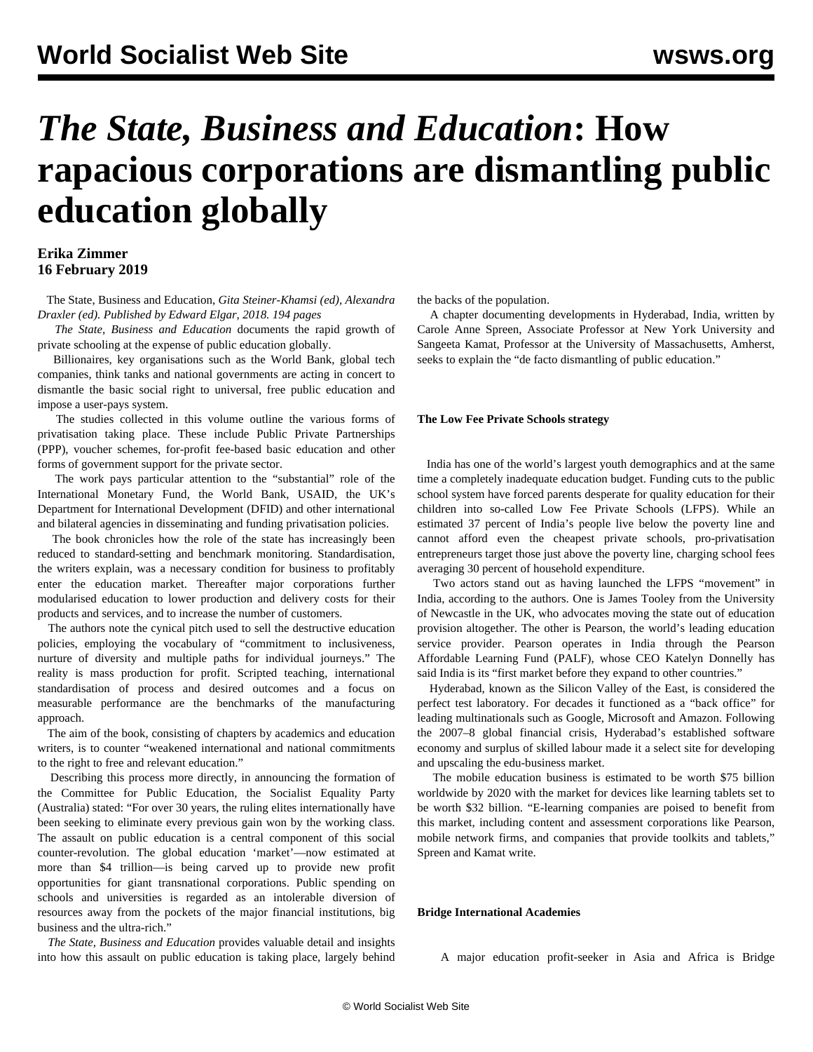# *The State, Business and Education*: How rapacious corporations are dismantling public education globally

**Erika Zimmer**
**16 February 2019**

The State, Business and Education, *Gita Steiner-Khamsi (ed), Alexandra Draxler (ed). Published by Edward Elgar, 2018. 194 pages*

*The State, Business and Education* documents the rapid growth of private schooling at the expense of public education globally.

Billionaires, key organisations such as the World Bank, global tech companies, think tanks and national governments are acting in concert to dismantle the basic social right to universal, free public education and impose a user-pays system.

The studies collected in this volume outline the various forms of privatisation taking place. These include Public Private Partnerships (PPP), voucher schemes, for-profit fee-based basic education and other forms of government support for the private sector.

The work pays particular attention to the "substantial" role of the International Monetary Fund, the World Bank, USAID, the UK's Department for International Development (DFID) and other international and bilateral agencies in disseminating and funding privatisation policies.

The book chronicles how the role of the state has increasingly been reduced to standard-setting and benchmark monitoring. Standardisation, the writers explain, was a necessary condition for business to profitably enter the education market. Thereafter major corporations further modularised education to lower production and delivery costs for their products and services, and to increase the number of customers.

The authors note the cynical pitch used to sell the destructive education policies, employing the vocabulary of "commitment to inclusiveness, nurture of diversity and multiple paths for individual journeys." The reality is mass production for profit. Scripted teaching, international standardisation of process and desired outcomes and a focus on measurable performance are the benchmarks of the manufacturing approach.

The aim of the book, consisting of chapters by academics and education writers, is to counter "weakened international and national commitments to the right to free and relevant education."

Describing this process more directly, in announcing the formation of the Committee for Public Education, the Socialist Equality Party (Australia) stated: "For over 30 years, the ruling elites internationally have been seeking to eliminate every previous gain won by the working class. The assault on public education is a central component of this social counter-revolution. The global education 'market'—now estimated at more than $4 trillion—is being carved up to provide new profit opportunities for giant transnational corporations. Public spending on schools and universities is regarded as an intolerable diversion of resources away from the pockets of the major financial institutions, big business and the ultra-rich."

*The State, Business and Education* provides valuable detail and insights into how this assault on public education is taking place, largely behind the backs of the population.

A chapter documenting developments in Hyderabad, India, written by Carole Anne Spreen, Associate Professor at New York University and Sangeeta Kamat, Professor at the University of Massachusetts, Amherst, seeks to explain the "de facto dismantling of public education."

### The Low Fee Private Schools strategy

India has one of the world's largest youth demographics and at the same time a completely inadequate education budget. Funding cuts to the public school system have forced parents desperate for quality education for their children into so-called Low Fee Private Schools (LFPS). While an estimated 37 percent of India's people live below the poverty line and cannot afford even the cheapest private schools, pro-privatisation entrepreneurs target those just above the poverty line, charging school fees averaging 30 percent of household expenditure.

Two actors stand out as having launched the LFPS "movement" in India, according to the authors. One is James Tooley from the University of Newcastle in the UK, who advocates moving the state out of education provision altogether. The other is Pearson, the world's leading education service provider. Pearson operates in India through the Pearson Affordable Learning Fund (PALF), whose CEO Katelyn Donnelly has said India is its "first market before they expand to other countries."

Hyderabad, known as the Silicon Valley of the East, is considered the perfect test laboratory. For decades it functioned as a "back office" for leading multinationals such as Google, Microsoft and Amazon. Following the 2007–8 global financial crisis, Hyderabad's established software economy and surplus of skilled labour made it a select site for developing and upscaling the edu-business market.

The mobile education business is estimated to be worth $75 billion worldwide by 2020 with the market for devices like learning tablets set to be worth $32 billion. "E-learning companies are poised to benefit from this market, including content and assessment corporations like Pearson, mobile network firms, and companies that provide toolkits and tablets," Spreen and Kamat write.

### Bridge International Academies

A major education profit-seeker in Asia and Africa is Bridge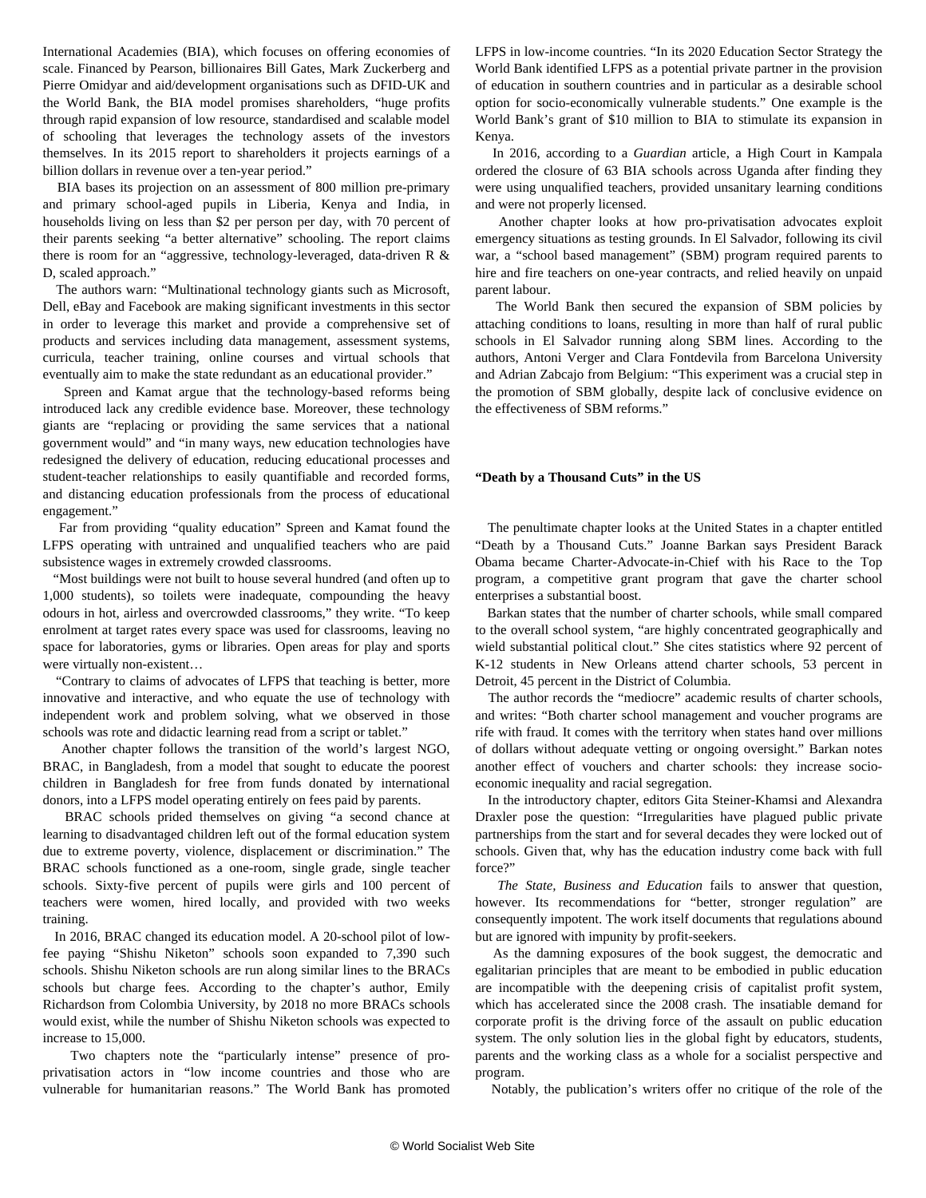International Academies (BIA), which focuses on offering economies of scale. Financed by Pearson, billionaires Bill Gates, Mark Zuckerberg and Pierre Omidyar and aid/development organisations such as DFID-UK and the World Bank, the BIA model promises shareholders, "huge profits through rapid expansion of low resource, standardised and scalable model of schooling that leverages the technology assets of the investors themselves. In its 2015 report to shareholders it projects earnings of a billion dollars in revenue over a ten-year period."

BIA bases its projection on an assessment of 800 million pre-primary and primary school-aged pupils in Liberia, Kenya and India, in households living on less than $2 per person per day, with 70 percent of their parents seeking "a better alternative" schooling. The report claims there is room for an "aggressive, technology-leveraged, data-driven R & D, scaled approach."

The authors warn: "Multinational technology giants such as Microsoft, Dell, eBay and Facebook are making significant investments in this sector in order to leverage this market and provide a comprehensive set of products and services including data management, assessment systems, curricula, teacher training, online courses and virtual schools that eventually aim to make the state redundant as an educational provider."

Spreen and Kamat argue that the technology-based reforms being introduced lack any credible evidence base. Moreover, these technology giants are "replacing or providing the same services that a national government would" and "in many ways, new education technologies have redesigned the delivery of education, reducing educational processes and student-teacher relationships to easily quantifiable and recorded forms, and distancing education professionals from the process of educational engagement."

Far from providing "quality education" Spreen and Kamat found the LFPS operating with untrained and unqualified teachers who are paid subsistence wages in extremely crowded classrooms.

"Most buildings were not built to house several hundred (and often up to 1,000 students), so toilets were inadequate, compounding the heavy odours in hot, airless and overcrowded classrooms," they write. "To keep enrolment at target rates every space was used for classrooms, leaving no space for laboratories, gyms or libraries. Open areas for play and sports were virtually non-existent…

"Contrary to claims of advocates of LFPS that teaching is better, more innovative and interactive, and who equate the use of technology with independent work and problem solving, what we observed in those schools was rote and didactic learning read from a script or tablet."

Another chapter follows the transition of the world's largest NGO, BRAC, in Bangladesh, from a model that sought to educate the poorest children in Bangladesh for free from funds donated by international donors, into a LFPS model operating entirely on fees paid by parents.

BRAC schools prided themselves on giving "a second chance at learning to disadvantaged children left out of the formal education system due to extreme poverty, violence, displacement or discrimination." The BRAC schools functioned as a one-room, single grade, single teacher schools. Sixty-five percent of pupils were girls and 100 percent of teachers were women, hired locally, and provided with two weeks training.

In 2016, BRAC changed its education model. A 20-school pilot of low-fee paying "Shishu Niketon" schools soon expanded to 7,390 such schools. Shishu Niketon schools are run along similar lines to the BRACs schools but charge fees. According to the chapter's author, Emily Richardson from Colombia University, by 2018 no more BRACs schools would exist, while the number of Shishu Niketon schools was expected to increase to 15,000.

Two chapters note the "particularly intense" presence of pro-privatisation actors in "low income countries and those who are vulnerable for humanitarian reasons." The World Bank has promoted LFPS in low-income countries. "In its 2020 Education Sector Strategy the World Bank identified LFPS as a potential private partner in the provision of education in southern countries and in particular as a desirable school option for socio-economically vulnerable students." One example is the World Bank's grant of $10 million to BIA to stimulate its expansion in Kenya.

In 2016, according to a *Guardian* article, a High Court in Kampala ordered the closure of 63 BIA schools across Uganda after finding they were using unqualified teachers, provided unsanitary learning conditions and were not properly licensed.

Another chapter looks at how pro-privatisation advocates exploit emergency situations as testing grounds. In El Salvador, following its civil war, a "school based management" (SBM) program required parents to hire and fire teachers on one-year contracts, and relied heavily on unpaid parent labour.

The World Bank then secured the expansion of SBM policies by attaching conditions to loans, resulting in more than half of rural public schools in El Salvador running along SBM lines. According to the authors, Antoni Verger and Clara Fontdevila from Barcelona University and Adrian Zabcajo from Belgium: "This experiment was a crucial step in the promotion of SBM globally, despite lack of conclusive evidence on the effectiveness of SBM reforms."

**"Death by a Thousand Cuts" in the US**

The penultimate chapter looks at the United States in a chapter entitled "Death by a Thousand Cuts." Joanne Barkan says President Barack Obama became Charter-Advocate-in-Chief with his Race to the Top program, a competitive grant program that gave the charter school enterprises a substantial boost.

Barkan states that the number of charter schools, while small compared to the overall school system, "are highly concentrated geographically and wield substantial political clout." She cites statistics where 92 percent of K-12 students in New Orleans attend charter schools, 53 percent in Detroit, 45 percent in the District of Columbia.

The author records the "mediocre" academic results of charter schools, and writes: "Both charter school management and voucher programs are rife with fraud. It comes with the territory when states hand over millions of dollars without adequate vetting or ongoing oversight." Barkan notes another effect of vouchers and charter schools: they increase socio-economic inequality and racial segregation.

In the introductory chapter, editors Gita Steiner-Khamsi and Alexandra Draxler pose the question: "Irregularities have plagued public private partnerships from the start and for several decades they were locked out of schools. Given that, why has the education industry come back with full force?"

*The State, Business and Education* fails to answer that question, however. Its recommendations for "better, stronger regulation" are consequently impotent. The work itself documents that regulations abound but are ignored with impunity by profit-seekers.

As the damning exposures of the book suggest, the democratic and egalitarian principles that are meant to be embodied in public education are incompatible with the deepening crisis of capitalist profit system, which has accelerated since the 2008 crash. The insatiable demand for corporate profit is the driving force of the assault on public education system. The only solution lies in the global fight by educators, students, parents and the working class as a whole for a socialist perspective and program.

Notably, the publication's writers offer no critique of the role of the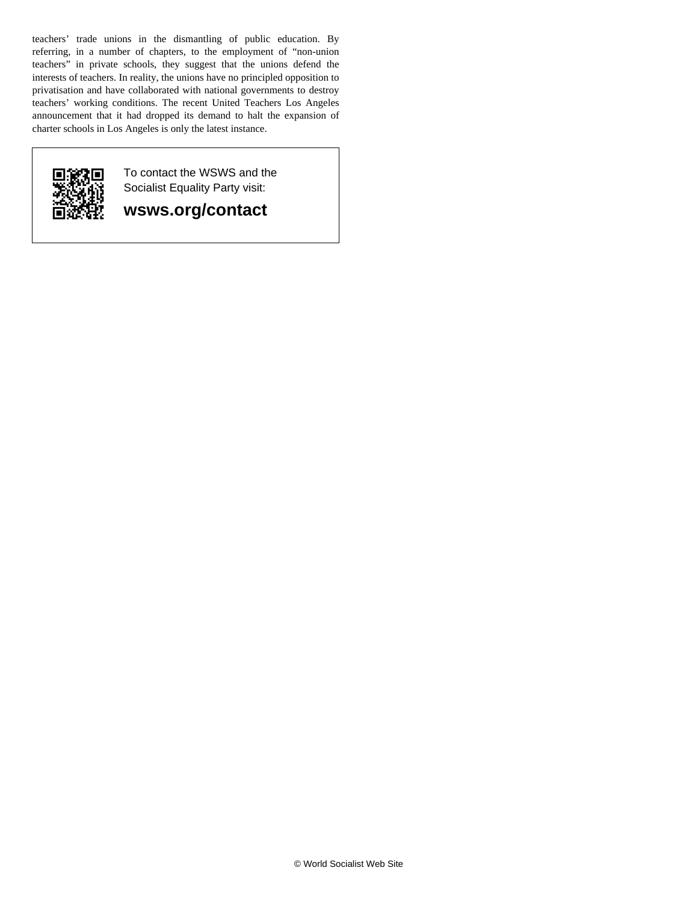teachers' trade unions in the dismantling of public education. By referring, in a number of chapters, to the employment of "non-union teachers" in private schools, they suggest that the unions defend the interests of teachers. In reality, the unions have no principled opposition to privatisation and have collaborated with national governments to destroy teachers' working conditions. The recent United Teachers Los Angeles announcement that it had dropped its demand to halt the expansion of charter schools in Los Angeles is only the latest instance.

To contact the WSWS and the Socialist Equality Party visit:

**wsws.org/contact**